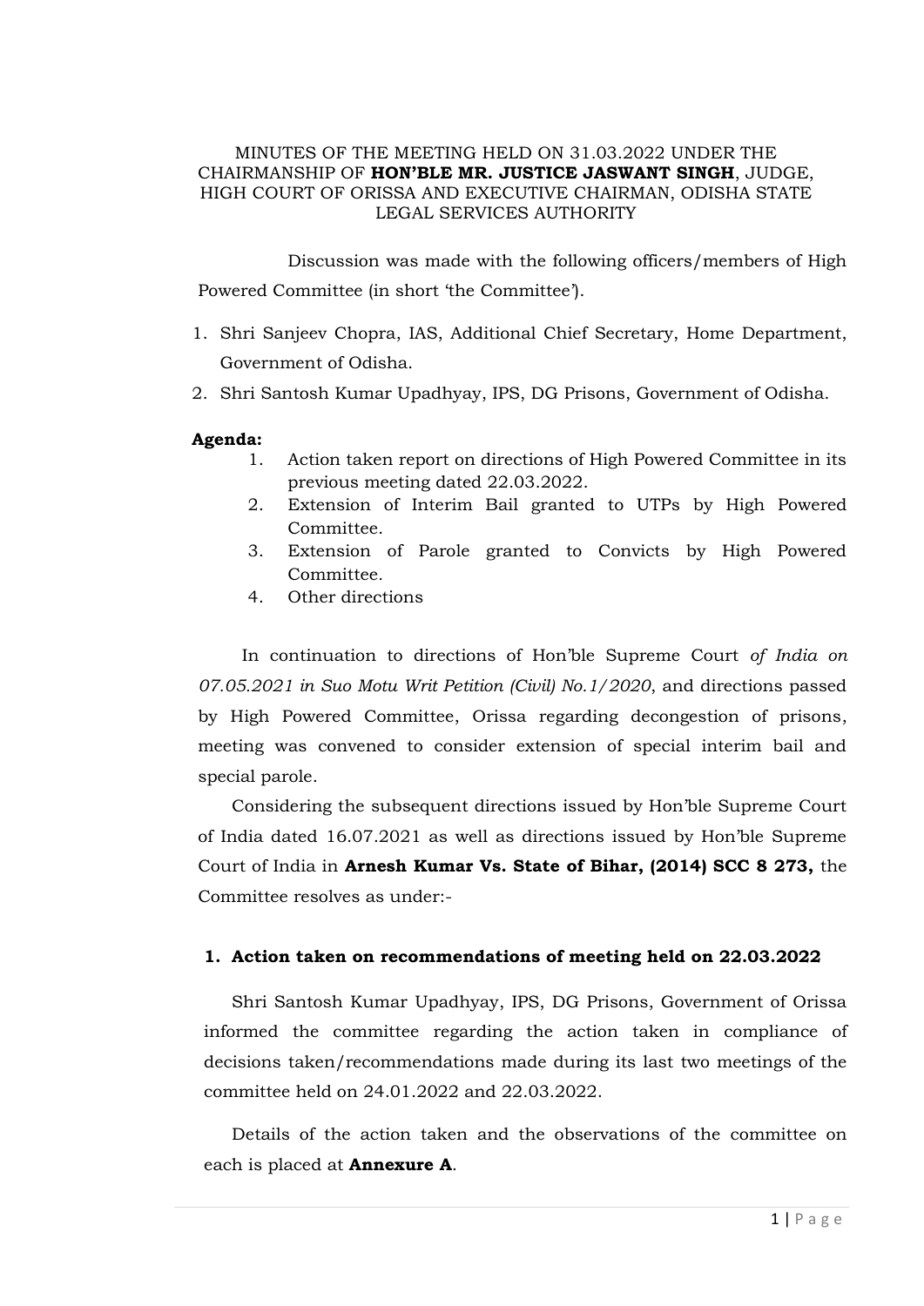MINUTES OF THE MEETING HELD ON 31.03.2022 UNDER THE CHAIRMANSHIP OF **HON'BLE MR. JUSTICE JASWANT SINGH**, JUDGE, HIGH COURT OF ORISSA AND EXECUTIVE CHAIRMAN, ODISHA STATE LEGAL SERVICES AUTHORITY

Discussion was made with the following officers/members of High Powered Committee (in short 'the Committee').

1. Shri Sanjeev Chopra, IAS, Additional Chief Secretary, Home Department, Government of Odisha.
2. Shri Santosh Kumar Upadhyay, IPS, DG Prisons, Government of Odisha.

**Agenda:**

1. Action taken report on directions of High Powered Committee in its previous meeting dated 22.03.2022.
2. Extension of Interim Bail granted to UTPs by High Powered Committee.
3. Extension of Parole granted to Convicts by High Powered Committee.
4. Other directions

In continuation to directions of Hon'ble Supreme Court *of India on 07.05.2021 in Suo Motu Writ Petition (Civil) No.1/2020*, and directions passed by High Powered Committee, Orissa regarding decongestion of prisons, meeting was convened to consider extension of special interim bail and special parole.

Considering the subsequent directions issued by Hon'ble Supreme Court of India dated 16.07.2021 as well as directions issued by Hon'ble Supreme Court of India in **Arnesh Kumar Vs. State of Bihar, (2014) SCC 8 273,** the Committee resolves as under:-

**1. Action taken on recommendations of meeting held on 22.03.2022**

Shri Santosh Kumar Upadhyay, IPS, DG Prisons, Government of Orissa informed the committee regarding the action taken in compliance of decisions taken/recommendations made during its last two meetings of the committee held on 24.01.2022 and 22.03.2022.

Details of the action taken and the observations of the committee on each is placed at **Annexure A**.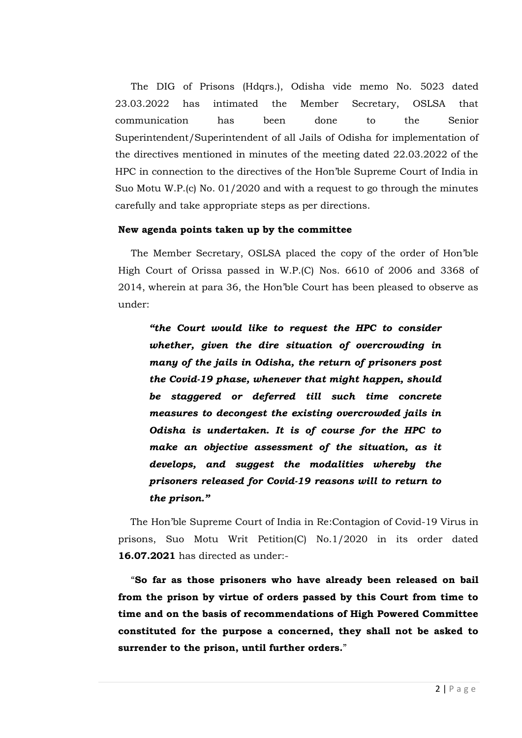The DIG of Prisons (Hdqrs.), Odisha vide memo No. 5023 dated 23.03.2022 has intimated the Member Secretary, OSLSA that communication has been done to the Senior Superintendent/Superintendent of all Jails of Odisha for implementation of the directives mentioned in minutes of the meeting dated 22.03.2022 of the HPC in connection to the directives of the Hon'ble Supreme Court of India in Suo Motu W.P.(c) No. 01/2020 and with a request to go through the minutes carefully and take appropriate steps as per directions.

**New agenda points taken up by the committee**

The Member Secretary, OSLSA placed the copy of the order of Hon'ble High Court of Orissa passed in W.P.(C) Nos. 6610 of 2006 and 3368 of 2014, wherein at para 36, the Hon'ble Court has been pleased to observe as under:

> ***"the Court would like to request the HPC to consider whether, given the dire situation of overcrowding in many of the jails in Odisha, the return of prisoners post the Covid-19 phase, whenever that might happen, should be staggered or deferred till such time concrete measures to decongest the existing overcrowded jails in Odisha is undertaken. It is of course for the HPC to make an objective assessment of the situation, as it develops, and suggest the modalities whereby the prisoners released for Covid-19 reasons will to return to the prison."***

The Hon'ble Supreme Court of India in Re:Contagion of Covid-19 Virus in prisons, Suo Motu Writ Petition(C) No.1/2020 in its order dated **16.07.2021** has directed as under:-

"**So far as those prisoners who have already been released on bail from the prison by virtue of orders passed by this Court from time to time and on the basis of recommendations of High Powered Committee constituted for the purpose a concerned, they shall not be asked to surrender to the prison, until further orders.**"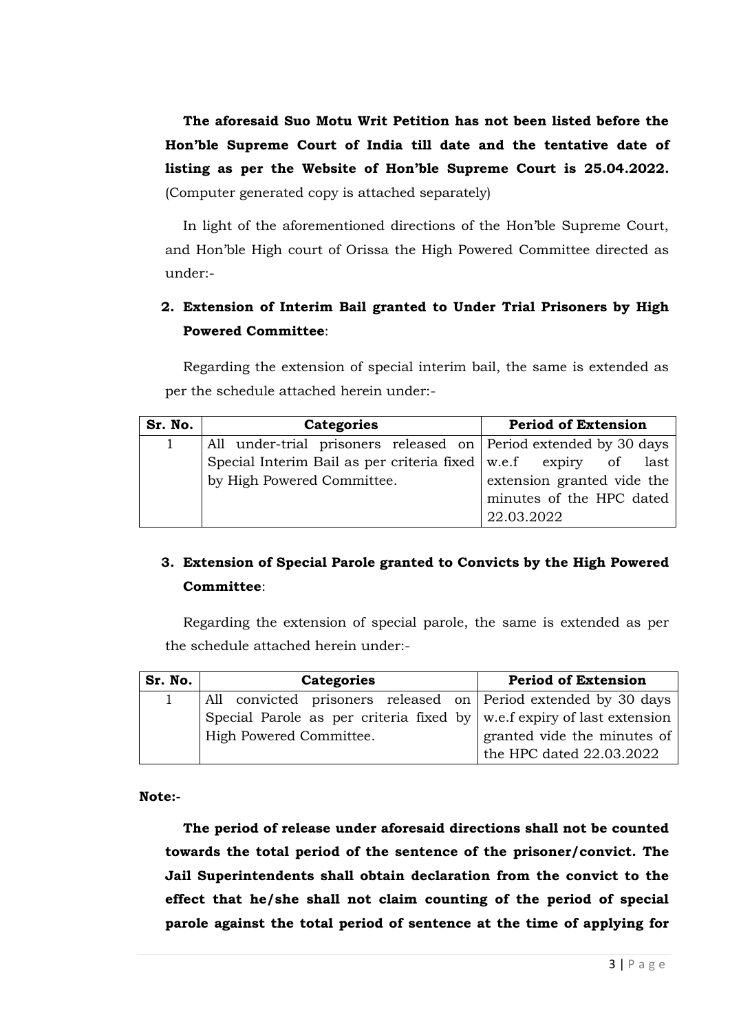**The aforesaid Suo Motu Writ Petition has not been listed before the Hon'ble Supreme Court of India till date and the tentative date of listing as per the Website of Hon'ble Supreme Court is 25.04.2022.** (Computer generated copy is attached separately)

In light of the aforementioned directions of the Hon'ble Supreme Court, and Hon'ble High court of Orissa the High Powered Committee directed as under:-

2. **Extension of Interim Bail granted to Under Trial Prisoners by High Powered Committee**:

Regarding the extension of special interim bail, the same is extended as per the schedule attached herein under:-

| Sr. No. | Categories | Period of Extension |
|---|---|---|
| 1 | All under-trial prisoners released on Special Interim Bail as per criteria fixed by High Powered Committee. | Period extended by 30 days w.e.f expiry of last extension granted vide the minutes of the HPC dated 22.03.2022 |

3. **Extension of Special Parole granted to Convicts by the High Powered Committee**:

Regarding the extension of special parole, the same is extended as per the schedule attached herein under:-

| Sr. No. | Categories | Period of Extension |
|---|---|---|
| 1 | All convicted prisoners released on Special Parole as per criteria fixed by High Powered Committee. | Period extended by 30 days w.e.f expiry of last extension granted vide the minutes of the HPC dated 22.03.2022 |

**Note:-**

**The period of release under aforesaid directions shall not be counted towards the total period of the sentence of the prisoner/convict. The Jail Superintendents shall obtain declaration from the convict to the effect that he/she shall not claim counting of the period of special parole against the total period of sentence at the time of applying for**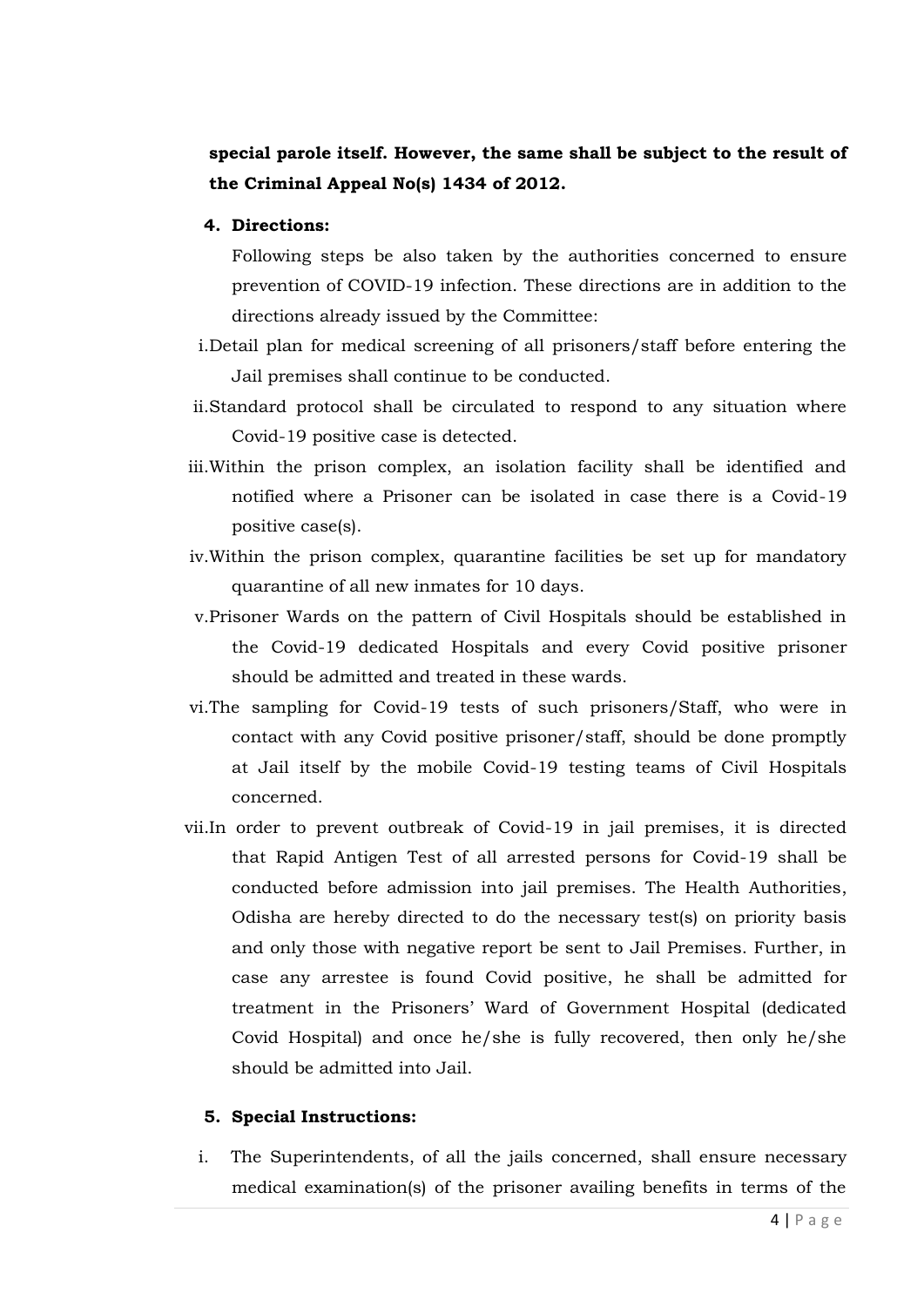**special parole itself. However, the same shall be subject to the result of the Criminal Appeal No(s) 1434 of 2012.**

**4. Directions:**

Following steps be also taken by the authorities concerned to ensure prevention of COVID-19 infection. These directions are in addition to the directions already issued by the Committee:

i. Detail plan for medical screening of all prisoners/staff before entering the Jail premises shall continue to be conducted.

ii. Standard protocol shall be circulated to respond to any situation where Covid-19 positive case is detected.

iii. Within the prison complex, an isolation facility shall be identified and notified where a Prisoner can be isolated in case there is a Covid-19 positive case(s).

iv. Within the prison complex, quarantine facilities be set up for mandatory quarantine of all new inmates for 10 days.

v. Prisoner Wards on the pattern of Civil Hospitals should be established in the Covid-19 dedicated Hospitals and every Covid positive prisoner should be admitted and treated in these wards.

vi. The sampling for Covid-19 tests of such prisoners/Staff, who were in contact with any Covid positive prisoner/staff, should be done promptly at Jail itself by the mobile Covid-19 testing teams of Civil Hospitals concerned.

vii. In order to prevent outbreak of Covid-19 in jail premises, it is directed that Rapid Antigen Test of all arrested persons for Covid-19 shall be conducted before admission into jail premises. The Health Authorities, Odisha are hereby directed to do the necessary test(s) on priority basis and only those with negative report be sent to Jail Premises. Further, in case any arrestee is found Covid positive, he shall be admitted for treatment in the Prisoners' Ward of Government Hospital (dedicated Covid Hospital) and once he/she is fully recovered, then only he/she should be admitted into Jail.

**5. Special Instructions:**

i. The Superintendents, of all the jails concerned, shall ensure necessary medical examination(s) of the prisoner availing benefits in terms of the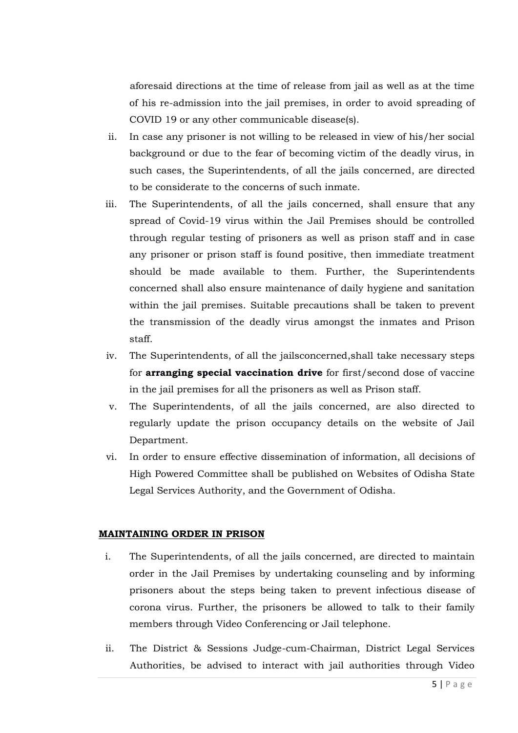aforesaid directions at the time of release from jail as well as at the time of his re-admission into the jail premises, in order to avoid spreading of COVID 19 or any other communicable disease(s).

ii. In case any prisoner is not willing to be released in view of his/her social background or due to the fear of becoming victim of the deadly virus, in such cases, the Superintendents, of all the jails concerned, are directed to be considerate to the concerns of such inmate.

iii. The Superintendents, of all the jails concerned, shall ensure that any spread of Covid-19 virus within the Jail Premises should be controlled through regular testing of prisoners as well as prison staff and in case any prisoner or prison staff is found positive, then immediate treatment should be made available to them. Further, the Superintendents concerned shall also ensure maintenance of daily hygiene and sanitation within the jail premises. Suitable precautions shall be taken to prevent the transmission of the deadly virus amongst the inmates and Prison staff.

iv. The Superintendents, of all the jailsconcerned,shall take necessary steps for **arranging special vaccination drive** for first/second dose of vaccine in the jail premises for all the prisoners as well as Prison staff.

v. The Superintendents, of all the jails concerned, are also directed to regularly update the prison occupancy details on the website of Jail Department.

vi. In order to ensure effective dissemination of information, all decisions of High Powered Committee shall be published on Websites of Odisha State Legal Services Authority, and the Government of Odisha.

**MAINTAINING ORDER IN PRISON**

i. The Superintendents, of all the jails concerned, are directed to maintain order in the Jail Premises by undertaking counseling and by informing prisoners about the steps being taken to prevent infectious disease of corona virus. Further, the prisoners be allowed to talk to their family members through Video Conferencing or Jail telephone.

ii. The District & Sessions Judge-cum-Chairman, District Legal Services Authorities, be advised to interact with jail authorities through Video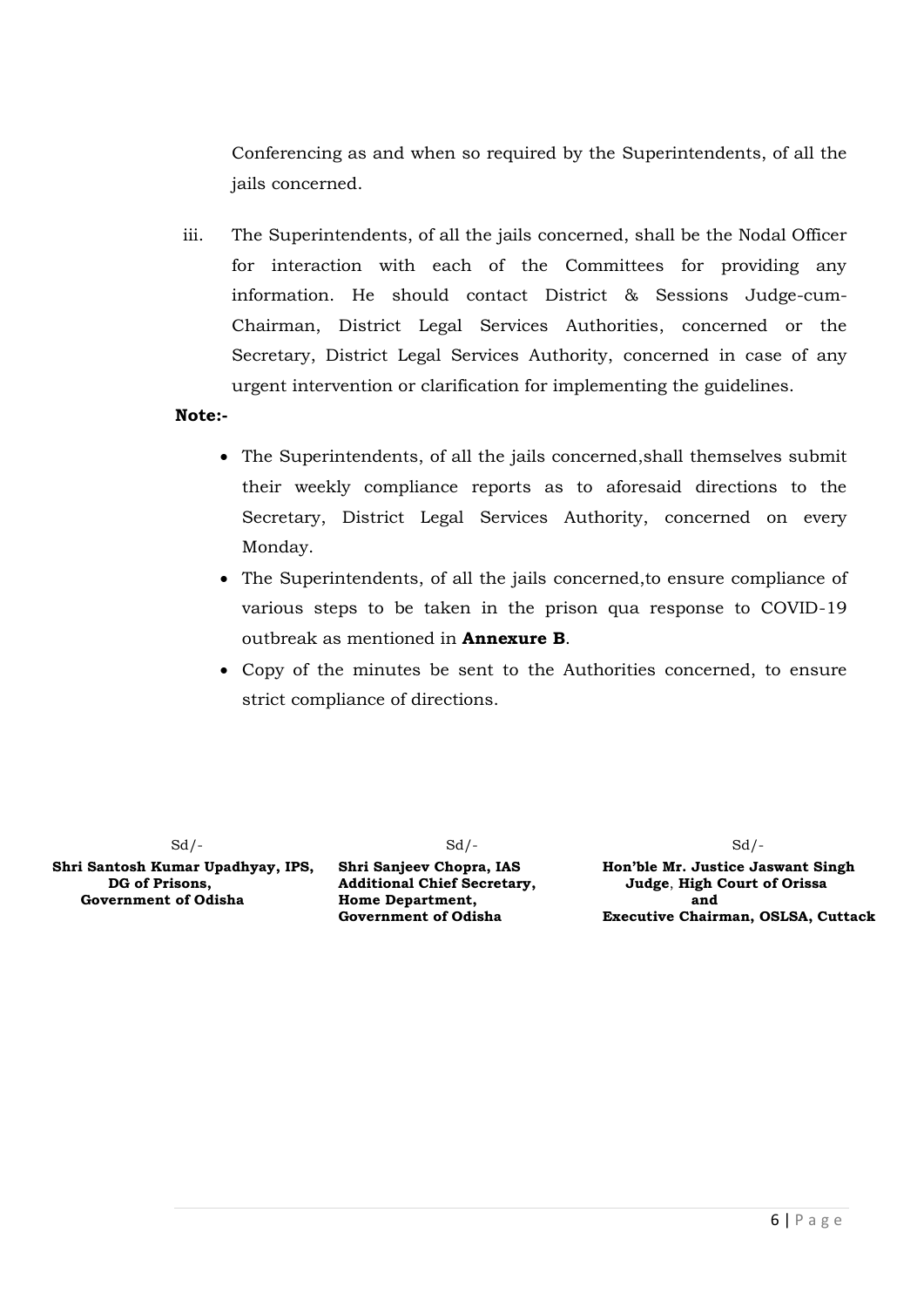Conferencing as and when so required by the Superintendents, of all the jails concerned.

iii. The Superintendents, of all the jails concerned, shall be the Nodal Officer for interaction with each of the Committees for providing any information. He should contact District & Sessions Judge-cum-Chairman, District Legal Services Authorities, concerned or the Secretary, District Legal Services Authority, concerned in case of any urgent intervention or clarification for implementing the guidelines.

**Note:-**

- The Superintendents, of all the jails concerned,shall themselves submit their weekly compliance reports as to aforesaid directions to the Secretary, District Legal Services Authority, concerned on every Monday.
- The Superintendents, of all the jails concerned,to ensure compliance of various steps to be taken in the prison qua response to COVID-19 outbreak as mentioned in **Annexure B**.
- Copy of the minutes be sent to the Authorities concerned, to ensure strict compliance of directions.

| | | |
|---|---|---|
| Sd/- | Sd/- | Sd/- |
| **Shri Santosh Kumar Upadhyay, IPS, DG of Prisons, Government of Odisha** | **Shri Sanjeev Chopra, IAS Additional Chief Secretary, Home Department, Government of Odisha** | **Hon'ble Mr. Justice Jaswant Singh Judge, High Court of Orissa and Executive Chairman, OSLSA, Cuttack** |